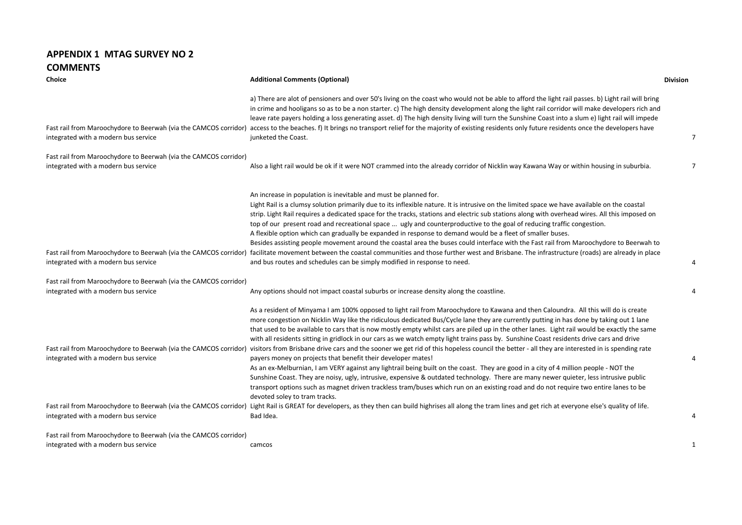## APPENDIX 1 MTAG SURVEY NO 2

## COMMENTS

| Choice | Additional Comments (Optional) | Division |
|---|---|---|
| Fast rail from Maroochydore to Beerwah (via the CAMCOS corridor) integrated with a modern bus service | a) There are alot of pensioners and over 50's living on the coast who would not be able to afford the light rail passes. b) Light rail will bring in crime and hooligans so as to be a non starter. c) The high density development along the light rail corridor will make developers rich and leave rate payers holding a loss generating asset. d) The high density living will turn the Sunshine Coast into a slum e) light rail will impede access to the beaches. f) It brings no transport relief for the majority of existing residents only future residents once the developers have junketed the Coast. | 7 |
| Fast rail from Maroochydore to Beerwah (via the CAMCOS corridor) integrated with a modern bus service | Also a light rail would be ok if it were NOT crammed into the already corridor of Nicklin way Kawana Way or within housing in suburbia. | 7 |
| Fast rail from Maroochydore to Beerwah (via the CAMCOS corridor) integrated with a modern bus service | An increase in population is inevitable and must be planned for.<br>Light Rail is a clumsy solution primarily due to its inflexible nature. It is intrusive on the limited space we have available on the coastal strip. Light Rail requires a dedicated space for the tracks, stations and electric sub stations along with overhead wires. All this imposed on top of our present road and recreational space ... ugly and counterproductive to the goal of reducing traffic congestion.<br>A flexible option which can gradually be expanded in response to demand would be a fleet of smaller buses.<br>Besides assisting people movement around the coastal area the buses could interface with the Fast rail from Maroochydore to Beerwah to facilitate movement between the coastal communities and those further west and Brisbane. The infrastructure (roads) are already in place and bus routes and schedules can be simply modified in response to need. | 4 |
| Fast rail from Maroochydore to Beerwah (via the CAMCOS corridor) integrated with a modern bus service | Any options should not impact coastal suburbs or increase density along the coastline. | 4 |
| Fast rail from Maroochydore to Beerwah (via the CAMCOS corridor) integrated with a modern bus service | As a resident of Minyama I am 100% opposed to light rail from Maroochydore to Kawana and then Caloundra. All this will do is create more congestion on Nicklin Way like the ridiculous dedicated Bus/Cycle lane they are currently putting in has done by taking out 1 lane that used to be available to cars that is now mostly empty whilst cars are piled up in the other lanes. Light rail would be exactly the same with all residents sitting in gridlock in our cars as we watch empty light trains pass by. Sunshine Coast residents drive cars and drive visitors from Brisbane drive cars and the sooner we get rid of this hopeless council the better - all they are interested in is spending rate payers money on projects that benefit their developer mates! | 4 |
| Fast rail from Maroochydore to Beerwah (via the CAMCOS corridor) integrated with a modern bus service | As an ex-Melburnian, I am VERY against any lightrail being built on the coast. They are good in a city of 4 million people - NOT the Sunshine Coast. They are noisy, ugly, intrusive, expensive & outdated technology. There are many newer quieter, less intrusive public transport options such as magnet driven trackless tram/buses which run on an existing road and do not require two entire lanes to be devoted soley to tram tracks.<br>Light Rail is GREAT for developers, as they then can build highrises all along the tram lines and get rich at everyone else's quality of life. Bad Idea. | 4 |
| Fast rail from Maroochydore to Beerwah (via the CAMCOS corridor) integrated with a modern bus service | camcos | 1 |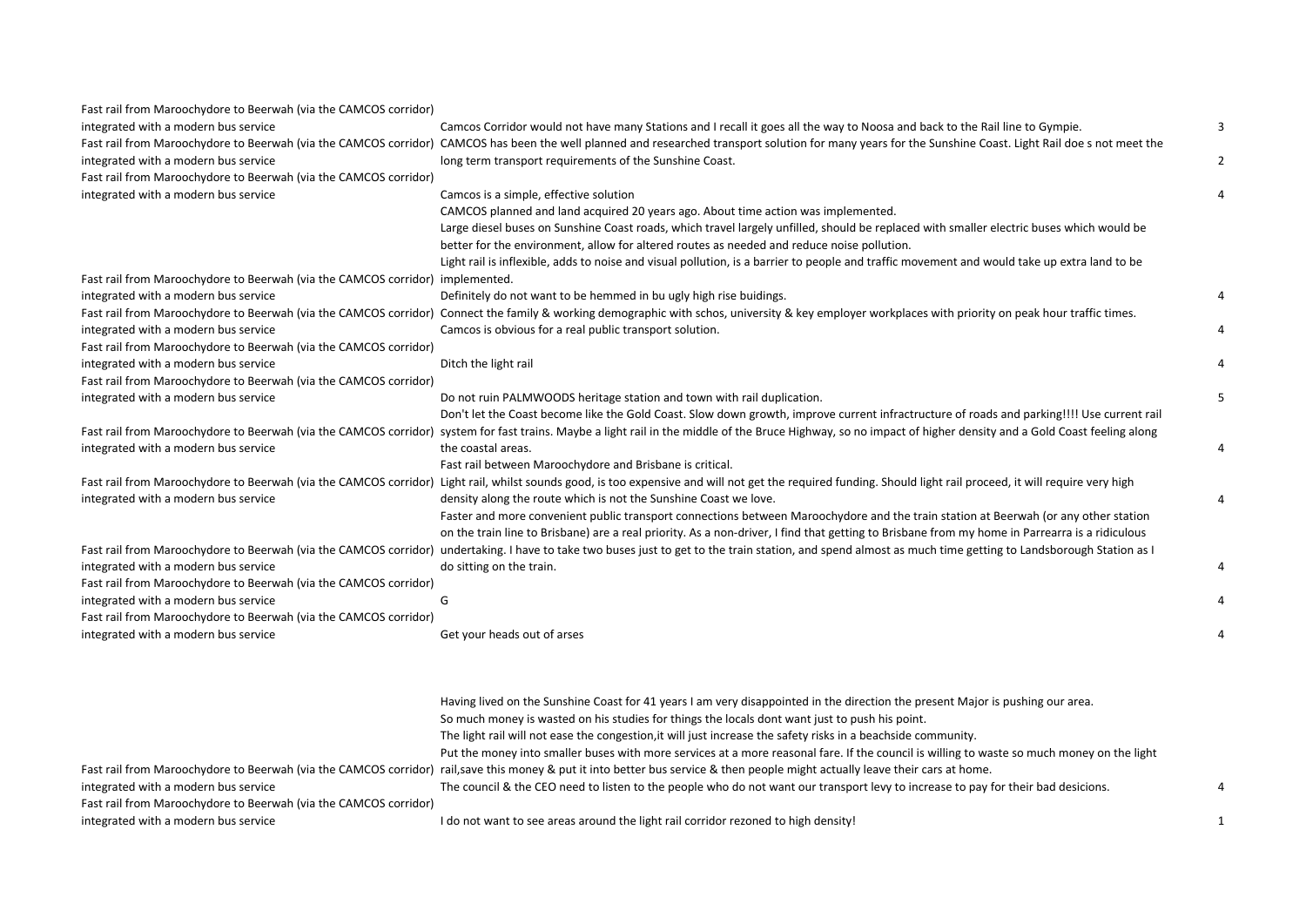| | | |
|---|---|---|
| Fast rail from Maroochydore to Beerwah (via the CAMCOS corridor) integrated with a modern bus service | Camcos Corridor would not have many Stations and I recall it goes all the way to Noosa and back to the Rail line to Gympie. | 3 |
| Fast rail from Maroochydore to Beerwah (via the CAMCOS corridor) integrated with a modern bus service | CAMCOS has been the well planned and researched transport solution for many years for the Sunshine Coast. Light Rail doe s not meet the long term transport requirements of the Sunshine Coast. | 2 |
| Fast rail from Maroochydore to Beerwah (via the CAMCOS corridor) integrated with a modern bus service | Camcos is a simple, effective solution | 4 |
| Fast rail from Maroochydore to Beerwah (via the CAMCOS corridor) integrated with a modern bus service | CAMCOS planned and land acquired 20 years ago. About time action was implemented.<br>Large diesel buses on Sunshine Coast roads, which travel largely unfilled, should be replaced with smaller electric buses which would be better for the environment, allow for altered routes as needed and reduce noise pollution.<br>Light rail is inflexible, adds to noise and visual pollution, is a barrier to people and traffic movement and would take up extra land to be implemented.<br>Definitely do not want to be hemmed in bu ugly high rise buidings. | 4 |
| Fast rail from Maroochydore to Beerwah (via the CAMCOS corridor) integrated with a modern bus service | Connect the family & working demographic with schos, university & key employer workplaces with priority on peak hour traffic times. Camcos is obvious for a real public transport solution. | 4 |
| Fast rail from Maroochydore to Beerwah (via the CAMCOS corridor) integrated with a modern bus service | Ditch the light rail | 4 |
| Fast rail from Maroochydore to Beerwah (via the CAMCOS corridor) integrated with a modern bus service | Do not ruin PALMWOODS heritage station and town with rail duplication. | 5 |
| Fast rail from Maroochydore to Beerwah (via the CAMCOS corridor) integrated with a modern bus service | Don't let the Coast become like the Gold Coast. Slow down growth, improve current infractructure of roads and parking!!!! Use current rail system for fast trains. Maybe a light rail in the middle of the Bruce Highway, so no impact of higher density and a Gold Coast feeling along the coastal areas. | 4 |
| Fast rail from Maroochydore to Beerwah (via the CAMCOS corridor) integrated with a modern bus service | Fast rail between Maroochydore and Brisbane is critical.<br>Light rail, whilst sounds good, is too expensive and will not get the required funding. Should light rail proceed, it will require very high density along the route which is not the Sunshine Coast we love. | 4 |
| Fast rail from Maroochydore to Beerwah (via the CAMCOS corridor) integrated with a modern bus service | Faster and more convenient public transport connections between Maroochydore and the train station at Beerwah (or any other station on the train line to Brisbane) are a real priority. As a non-driver, I find that getting to Brisbane from my home in Parrearra is a ridiculous undertaking. I have to take two buses just to get to the train station, and spend almost as much time getting to Landsborough Station as I do sitting on the train. | 4 |
| Fast rail from Maroochydore to Beerwah (via the CAMCOS corridor) integrated with a modern bus service | G | 4 |
| Fast rail from Maroochydore to Beerwah (via the CAMCOS corridor) integrated with a modern bus service | Get your heads out of arses | 4 |
| Fast rail from Maroochydore to Beerwah (via the CAMCOS corridor) integrated with a modern bus service | Having lived on the Sunshine Coast for 41 years I am very disappointed in the direction the present Major is pushing our area.<br>So much money is wasted on his studies for things the locals dont want just to push his point.<br>The light rail will not ease the congestion,it will just increase the safety risks in a beachside community.<br>Put the money into smaller buses with more services at a more reasonal fare. If the council is willing to waste so much money on the light rail,save this money & put it into better bus service & then people might actually leave their cars at home.<br>The council & the CEO need to listen to the people who do not want our transport levy to increase to pay for their bad desicions. | 4 |
| Fast rail from Maroochydore to Beerwah (via the CAMCOS corridor) integrated with a modern bus service | I do not want to see areas around the light rail corridor rezoned to high density! | 1 |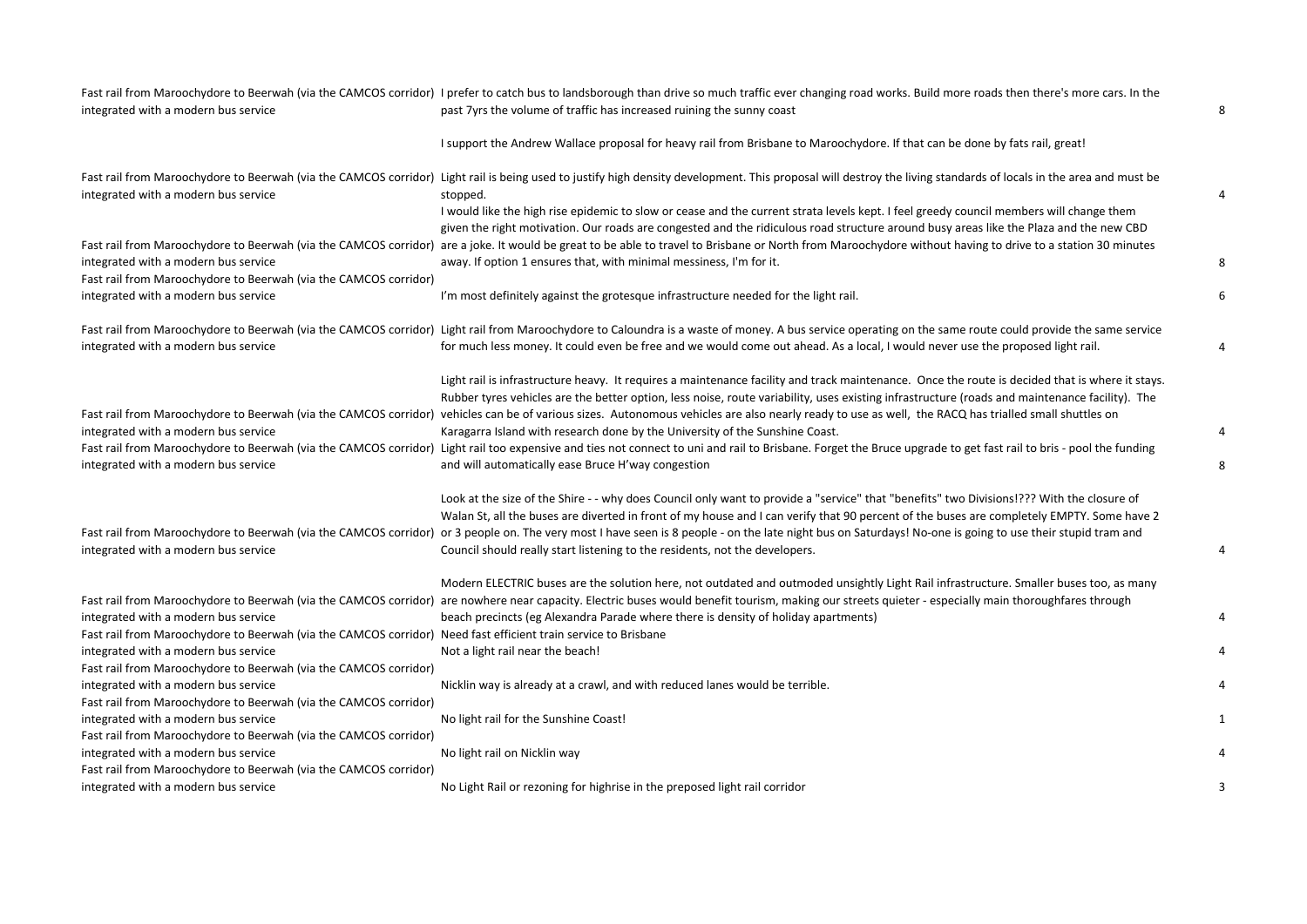| | | |
|---|---|---|
| Fast rail from Maroochydore to Beerwah (via the CAMCOS corridor) integrated with a modern bus service | I prefer to catch bus to landsborough than drive so much traffic ever changing road works. Build more roads then there's more cars. In the past 7yrs the volume of traffic has increased ruining the sunny coast | 8 |
| | I support the Andrew Wallace proposal for heavy rail from Brisbane to Maroochydore. If that can be done by fats rail, great! | |
| Fast rail from Maroochydore to Beerwah (via the CAMCOS corridor) integrated with a modern bus service | Light rail is being used to justify high density development. This proposal will destroy the living standards of locals in the area and must be stopped. | 4 |
| Fast rail from Maroochydore to Beerwah (via the CAMCOS corridor) integrated with a modern bus service | I would like the high rise epidemic to slow or cease and the current strata levels kept. I feel greedy council members will change them given the right motivation. Our roads are congested and the ridiculous road structure around busy areas like the Plaza and the new CBD are a joke. It would be great to be able to travel to Brisbane or North from Maroochydore without having to drive to a station 30 minutes away. If option 1 ensures that, with minimal messiness, I'm for it. | 8 |
| Fast rail from Maroochydore to Beerwah (via the CAMCOS corridor) integrated with a modern bus service | I'm most definitely against the grotesque infrastructure needed for the light rail. | 6 |
| Fast rail from Maroochydore to Beerwah (via the CAMCOS corridor) integrated with a modern bus service | Light rail from Maroochydore to Caloundra is a waste of money. A bus service operating on the same route could provide the same service for much less money. It could even be free and we would come out ahead. As a local, I would never use the proposed light rail. | 4 |
| Fast rail from Maroochydore to Beerwah (via the CAMCOS corridor) integrated with a modern bus service | Light rail is infrastructure heavy. It requires a maintenance facility and track maintenance. Once the route is decided that is where it stays. Rubber tyres vehicles are the better option, less noise, route variability, uses existing infrastructure (roads and maintenance facility). The vehicles can be of various sizes. Autonomous vehicles are also nearly ready to use as well, the RACQ has trialled small shuttles on Karagarra Island with research done by the University of the Sunshine Coast. | 4 |
| Fast rail from Maroochydore to Beerwah (via the CAMCOS corridor) integrated with a modern bus service | Light rail too expensive and ties not connect to uni and rail to Brisbane. Forget the Bruce upgrade to get fast rail to bris - pool the funding and will automatically ease Bruce H'way congestion | 8 |
| Fast rail from Maroochydore to Beerwah (via the CAMCOS corridor) integrated with a modern bus service | Look at the size of the Shire - - why does Council only want to provide a "service" that "benefits" two Divisions!??? With the closure of Walan St, all the buses are diverted in front of my house and I can verify that 90 percent of the buses are completely EMPTY. Some have 2 or 3 people on. The very most I have seen is 8 people - on the late night bus on Saturdays! No-one is going to use their stupid tram and Council should really start listening to the residents, not the developers. | 4 |
| Fast rail from Maroochydore to Beerwah (via the CAMCOS corridor) integrated with a modern bus service | Modern ELECTRIC buses are the solution here, not outdated and outmoded unsightly Light Rail infrastructure. Smaller buses too, as many are nowhere near capacity. Electric buses would benefit tourism, making our streets quieter - especially main thoroughfares through beach precincts (eg Alexandra Parade where there is density of holiday apartments) | 4 |
| Fast rail from Maroochydore to Beerwah (via the CAMCOS corridor) integrated with a modern bus service | Need fast efficient train service to Brisbane<br>Not a light rail near the beach! | 4 |
| Fast rail from Maroochydore to Beerwah (via the CAMCOS corridor) integrated with a modern bus service | Nicklin way is already at a crawl, and with reduced lanes would be terrible. | 4 |
| Fast rail from Maroochydore to Beerwah (via the CAMCOS corridor) integrated with a modern bus service | No light rail for the Sunshine Coast! | 1 |
| Fast rail from Maroochydore to Beerwah (via the CAMCOS corridor) integrated with a modern bus service | No light rail on Nicklin way | 4 |
| Fast rail from Maroochydore to Beerwah (via the CAMCOS corridor) integrated with a modern bus service | No Light Rail or rezoning for highrise in the preposed light rail corridor | 3 |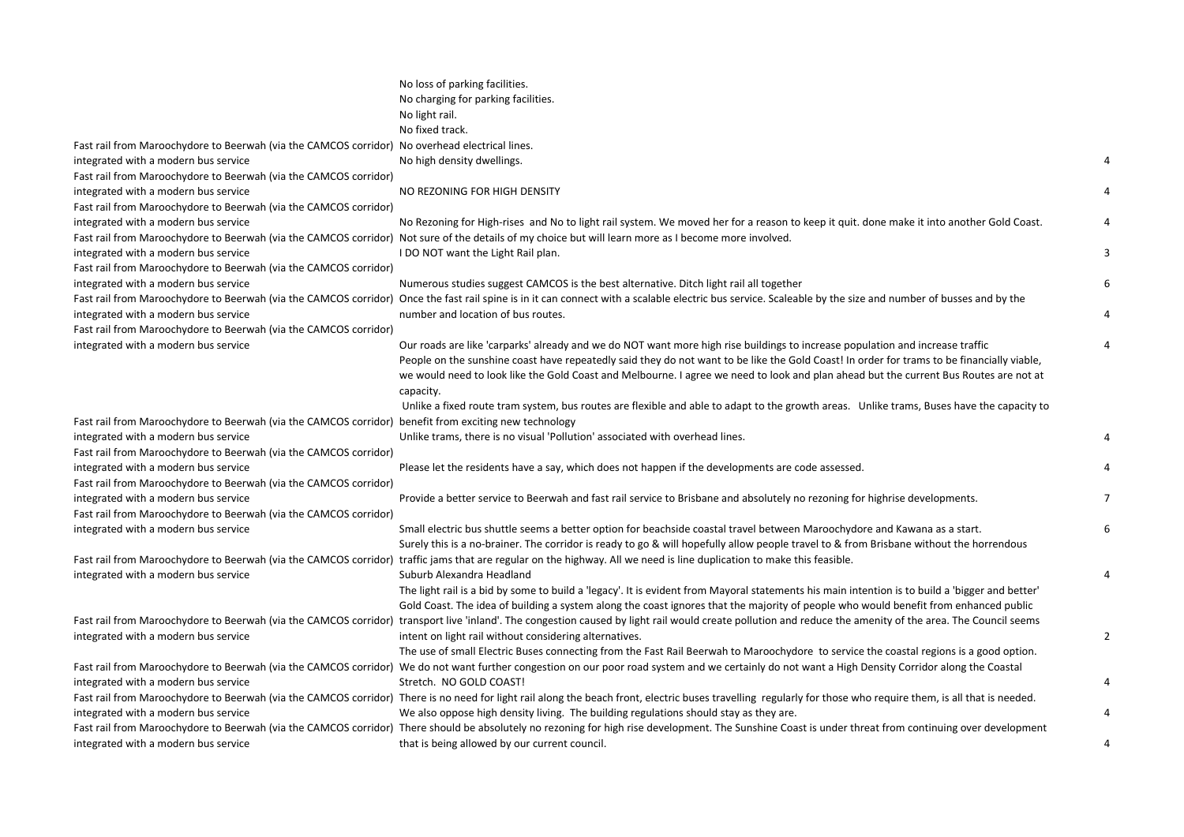| | | |
|---|---|---|
| Fast rail from Maroochydore to Beerwah (via the CAMCOS corridor) integrated with a modern bus service | No loss of parking facilities. No charging for parking facilities. No light rail. No fixed track. No overhead electrical lines. No high density dwellings. | 4 |
| Fast rail from Maroochydore to Beerwah (via the CAMCOS corridor) integrated with a modern bus service | NO REZONING FOR HIGH DENSITY | 4 |
| Fast rail from Maroochydore to Beerwah (via the CAMCOS corridor) integrated with a modern bus service | No Rezoning for High-rises and No to light rail system. We moved her for a reason to keep it quit. done make it into another Gold Coast. | 4 |
| Fast rail from Maroochydore to Beerwah (via the CAMCOS corridor) integrated with a modern bus service | Not sure of the details of my choice but will learn more as I become more involved. I DO NOT want the Light Rail plan. | 3 |
| Fast rail from Maroochydore to Beerwah (via the CAMCOS corridor) integrated with a modern bus service | Numerous studies suggest CAMCOS is the best alternative. Ditch light rail all together | 6 |
| Fast rail from Maroochydore to Beerwah (via the CAMCOS corridor) integrated with a modern bus service | Once the fast rail spine is in it can connect with a scalable electric bus service. Scaleable by the size and number of busses and by the number and location of bus routes. | 4 |
| Fast rail from Maroochydore to Beerwah (via the CAMCOS corridor) integrated with a modern bus service | Our roads are like 'carparks' already and we do NOT want more high rise buildings to increase population and increase traffic | 4 |
| Fast rail from Maroochydore to Beerwah (via the CAMCOS corridor) integrated with a modern bus service | People on the sunshine coast have repeatedly said they do not want to be like the Gold Coast! In order for trams to be financially viable, we would need to look like the Gold Coast and Melbourne. I agree we need to look and plan ahead but the current Bus Routes are not at capacity. Unlike a fixed route tram system, bus routes are flexible and able to adapt to the growth areas. Unlike trams, Buses have the capacity to benefit from exciting new technology Unlike trams, there is no visual 'Pollution' associated with overhead lines. | 4 |
| Fast rail from Maroochydore to Beerwah (via the CAMCOS corridor) integrated with a modern bus service | Please let the residents have a say, which does not happen if the developments are code assessed. | 4 |
| Fast rail from Maroochydore to Beerwah (via the CAMCOS corridor) integrated with a modern bus service | Provide a better service to Beerwah and fast rail service to Brisbane and absolutely no rezoning for highrise developments. | 7 |
| Fast rail from Maroochydore to Beerwah (via the CAMCOS corridor) integrated with a modern bus service | Small electric bus shuttle seems a better option for beachside coastal travel between Maroochydore and Kawana as a start. | 6 |
| Fast rail from Maroochydore to Beerwah (via the CAMCOS corridor) integrated with a modern bus service | Surely this is a no-brainer. The corridor is ready to go & will hopefully allow people travel to & from Brisbane without the horrendous traffic jams that are regular on the highway. All we need is line duplication to make this feasible. Suburb Alexandra Headland | 4 |
| Fast rail from Maroochydore to Beerwah (via the CAMCOS corridor) integrated with a modern bus service | The light rail is a bid by some to build a 'legacy'. It is evident from Mayoral statements his main intention is to build a 'bigger and better' Gold Coast. The idea of building a system along the coast ignores that the majority of people who would benefit from enhanced public transport live 'inland'. The congestion caused by light rail would create pollution and reduce the amenity of the area. The Council seems intent on light rail without considering alternatives. | 2 |
| Fast rail from Maroochydore to Beerwah (via the CAMCOS corridor) integrated with a modern bus service | The use of small Electric Buses connecting from the Fast Rail Beerwah to Maroochydore to service the coastal regions is a good option. We do not want further congestion on our poor road system and we certainly do not want a High Density Corridor along the Coastal Stretch. NO GOLD COAST! | 4 |
| Fast rail from Maroochydore to Beerwah (via the CAMCOS corridor) integrated with a modern bus service | There is no need for light rail along the beach front, electric buses travelling regularly for those who require them, is all that is needed. We also oppose high density living. The building regulations should stay as they are. | 4 |
| Fast rail from Maroochydore to Beerwah (via the CAMCOS corridor) integrated with a modern bus service | There should be absolutely no rezoning for high rise development. The Sunshine Coast is under threat from continuing over development that is being allowed by our current council. | 4 |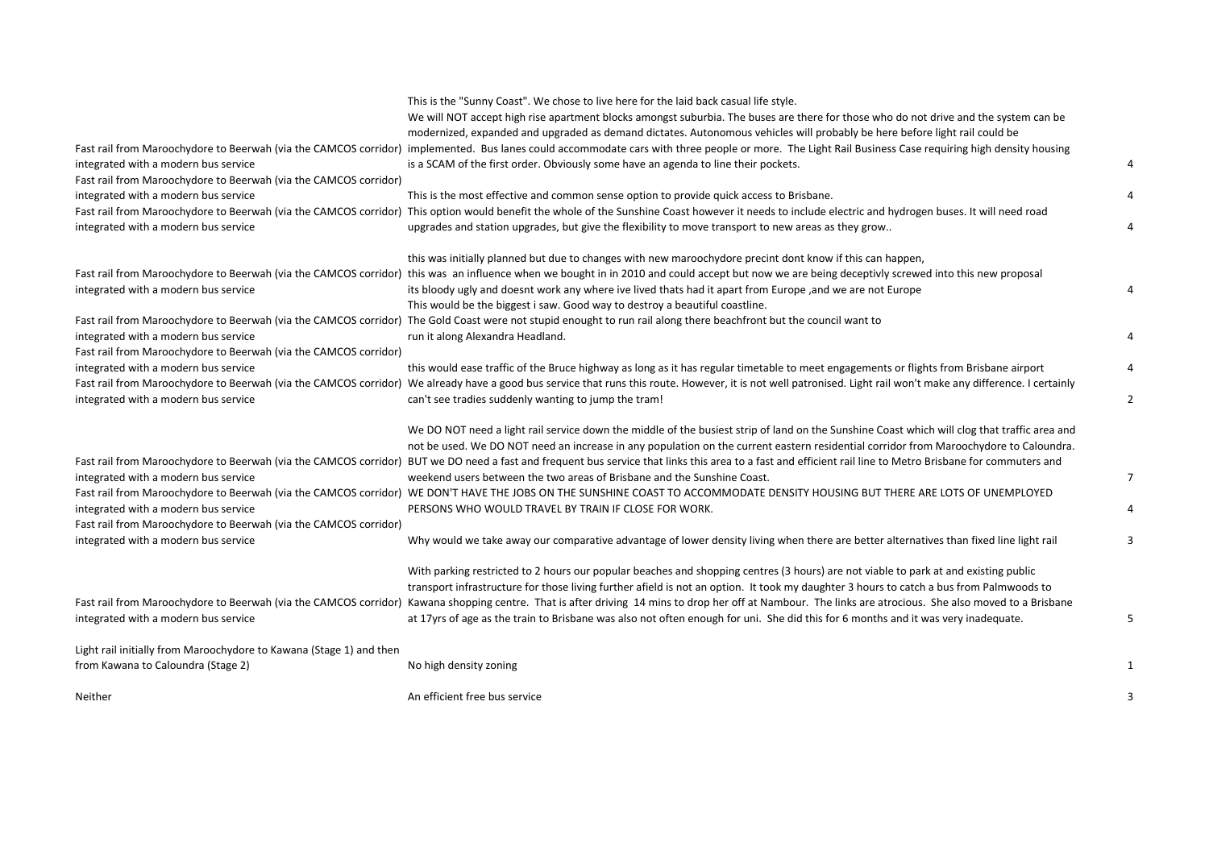| | | |
|---|---|---|
| Fast rail from Maroochydore to Beerwah (via the CAMCOS corridor) integrated with a modern bus service | This is the "Sunny Coast". We chose to live here for the laid back casual life style. We will NOT accept high rise apartment blocks amongst suburbia. The buses are there for those who do not drive and the system can be modernized, expanded and upgraded as demand dictates. Autonomous vehicles will probably be here before light rail could be implemented. Bus lanes could accommodate cars with three people or more. The Light Rail Business Case requiring high density housing is a SCAM of the first order. Obviously some have an agenda to line their pockets. | 4 |
| Fast rail from Maroochydore to Beerwah (via the CAMCOS corridor) integrated with a modern bus service | This is the most effective and common sense option to provide quick access to Brisbane. | 4 |
| Fast rail from Maroochydore to Beerwah (via the CAMCOS corridor) integrated with a modern bus service | This option would benefit the whole of the Sunshine Coast however it needs to include electric and hydrogen buses. It will need road upgrades and station upgrades, but give the flexibility to move transport to new areas as they grow.. | 4 |
| Fast rail from Maroochydore to Beerwah (via the CAMCOS corridor) integrated with a modern bus service | this was initially planned but due to changes with new maroochydore precint dont know if this can happen, this was an influence when we bought in in 2010 and could accept but now we are being deceptivly screwed into this new proposal its bloody ugly and doesnt work any where ive lived thats had it apart from Europe ,and we are not Europe | 4 |
| Fast rail from Maroochydore to Beerwah (via the CAMCOS corridor) integrated with a modern bus service | This would be the biggest i saw. Good way to destroy a beautiful coastline. The Gold Coast were not stupid enought to run rail along there beachfront but the council want to run it along Alexandra Headland. | 4 |
| Fast rail from Maroochydore to Beerwah (via the CAMCOS corridor) integrated with a modern bus service | this would ease traffic of the Bruce highway as long as it has regular timetable to meet engagements or flights from Brisbane airport | 4 |
| Fast rail from Maroochydore to Beerwah (via the CAMCOS corridor) integrated with a modern bus service | We already have a good bus service that runs this route. However, it is not well patronised. Light rail won't make any difference. I certainly can't see tradies suddenly wanting to jump the tram! | 2 |
| Fast rail from Maroochydore to Beerwah (via the CAMCOS corridor) integrated with a modern bus service | We DO NOT need a light rail service down the middle of the busiest strip of land on the Sunshine Coast which will clog that traffic area and not be used. We DO NOT need an increase in any population on the current eastern residential corridor from Maroochydore to Caloundra. BUT we DO need a fast and frequent bus service that links this area to a fast and efficient rail line to Metro Brisbane for commuters and weekend users between the two areas of Brisbane and the Sunshine Coast. | 7 |
| Fast rail from Maroochydore to Beerwah (via the CAMCOS corridor) integrated with a modern bus service | WE DON'T HAVE THE JOBS ON THE SUNSHINE COAST TO ACCOMMODATE DENSITY HOUSING BUT THERE ARE LOTS OF UNEMPLOYED PERSONS WHO WOULD TRAVEL BY TRAIN IF CLOSE FOR WORK. | 4 |
| Fast rail from Maroochydore to Beerwah (via the CAMCOS corridor) integrated with a modern bus service | Why would we take away our comparative advantage of lower density living when there are better alternatives than fixed line light rail | 3 |
| Fast rail from Maroochydore to Beerwah (via the CAMCOS corridor) integrated with a modern bus service | With parking restricted to 2 hours our popular beaches and shopping centres (3 hours) are not viable to park at and existing public transport infrastructure for those living further afield is not an option. It took my daughter 3 hours to catch a bus from Palmwoods to Kawana shopping centre. That is after driving 14 mins to drop her off at Nambour. The links are atrocious. She also moved to a Brisbane at 17yrs of age as the train to Brisbane was also not often enough for uni. She did this for 6 months and it was very inadequate. | 5 |
| Light rail initially from Maroochydore to Kawana (Stage 1) and then from Kawana to Caloundra (Stage 2) | No high density zoning | 1 |
| Neither | An efficient free bus service | 3 |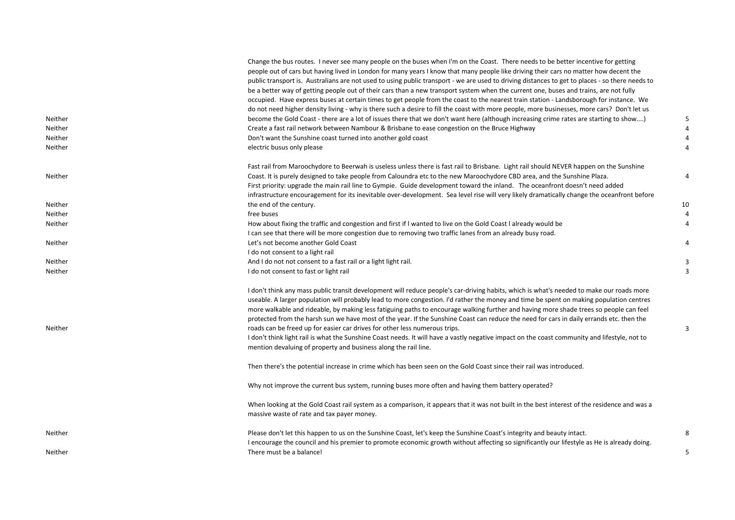| | | |
|---|---|---|
| Neither | Change the bus routes. I never see many people on the buses when I'm on the Coast. There needs to be better incentive for getting people out of cars but having lived in London for many years I know that many people like driving their cars no matter how decent the public transport is. Australians are not used to using public transport - we are used to driving distances to get to places - so there needs to be a better way of getting people out of their cars than a new transport system when the current one, buses and trains, are not fully occupied. Have express buses at certain times to get people from the coast to the nearest train station - Landsborough for instance. We do not need higher density living - why is there such a desire to fill the coast with more people, more businesses, more cars? Don't let us become the Gold Coast - there are a lot of issues there that we don't want here (although increasing crime rates are starting to show....) | 5 |
| Neither | Create a fast rail network between Nambour & Brisbane to ease congestion on the Bruce Highway | 4 |
| Neither | Don't want the Sunshine coast turned into another gold coast | 4 |
| Neither | electric busus only please | 4 |
| Neither | Fast rail from Maroochydore to Beerwah is useless unless there is fast rail to Brisbane. Light rail should NEVER happen on the Sunshine Coast. It is purely designed to take people from Caloundra etc to the new Maroochydore CBD area, and the Sunshine Plaza. | 4 |
| Neither | First priority: upgrade the main rail line to Gympie. Guide development toward the inland. The oceanfront doesn't need added infrastructure encouragement for its inevitable over-development. Sea level rise will very likely dramatically change the oceanfront before the end of the century. | 10 |
| Neither | free buses | 4 |
| Neither | How about fixing the traffic and congestion and first if I wanted to live on the Gold Coast I already would be | 4 |
| Neither | I can see that there will be more congestion due to removing two traffic lanes from an already busy road. Let's not become another Gold Coast | 4 |
| Neither | I do not consent to a light rail And I do not not consent to a fast rail or a light light rail. | 3 |
| Neither | I do not consent to fast or light rail | 3 |
| Neither | I don't think any mass public transit development will reduce people's car-driving habits, which is what's needed to make our roads more useable. A larger population will probably lead to more congestion. I'd rather the money and time be spent on making population centres more walkable and rideable, by making less fatiguing paths to encourage walking further and having more shade trees so people can feel protected from the harsh sun we have most of the year. If the Sunshine Coast can reduce the need for cars in daily errands etc. then the roads can be freed up for easier car drives for other less numerous trips. | 3 |
| Neither | I don't think light rail is what the Sunshine Coast needs. It will have a vastly negative impact on the coast community and lifestyle, not to mention devaluing of property and business along the rail line.<br><br>Then there's the potential increase in crime which has been seen on the Gold Coast since their rail was introduced.<br><br>Why not improve the current bus system, running buses more often and having them battery operated?<br><br>When looking at the Gold Coast rail system as a comparison, it appears that it was not built in the best interest of the residence and was a massive waste of rate and tax payer money.<br><br>Please don't let this happen to us on the Sunshine Coast, let's keep the Sunshine Coast's integrity and beauty intact. | 8 |
| Neither | I encourage the council and his premier to promote economic growth without affecting so significantly our lifestyle as He is already doing. There must be a balance! | 5 |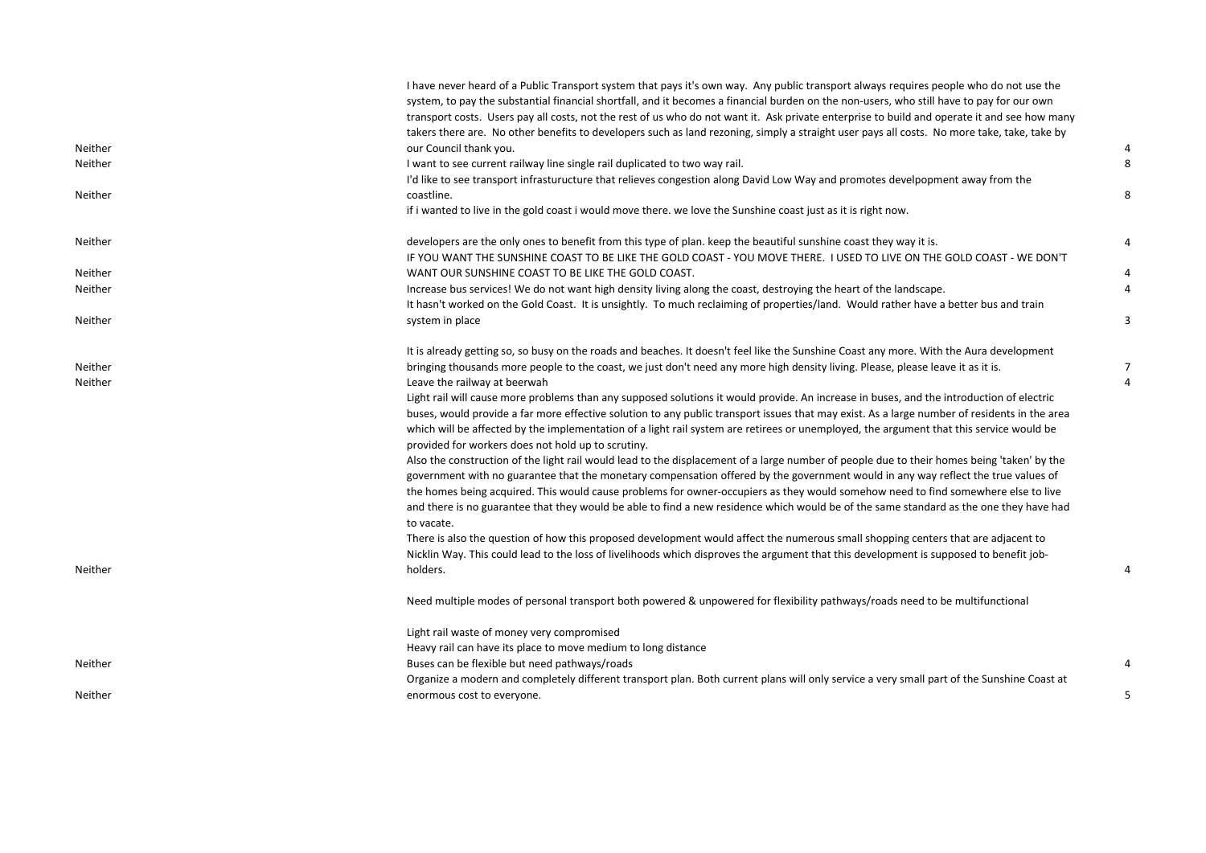| | | |
|---|---|---|
| Neither | I have never heard of a Public Transport system that pays it's own way. Any public transport always requires people who do not use the system, to pay the substantial financial shortfall, and it becomes a financial burden on the non-users, who still have to pay for our own transport costs. Users pay all costs, not the rest of us who do not want it. Ask private enterprise to build and operate it and see how many takers there are. No other benefits to developers such as land rezoning, simply a straight user pays all costs. No more take, take, take by our Council thank you. | 4 |
| Neither | I want to see current railway line single rail duplicated to two way rail. | 8 |
| Neither | I'd like to see transport infrasturucture that relieves congestion along David Low Way and promotes develpopment away from the coastline. | 8 |
| Neither | if i wanted to live in the gold coast i would move there. we love the Sunshine coast just as it is right now.<br><br>developers are the only ones to benefit from this type of plan. keep the beautiful sunshine coast they way it is. | 4 |
| Neither | IF YOU WANT THE SUNSHINE COAST TO BE LIKE THE GOLD COAST - YOU MOVE THERE. I USED TO LIVE ON THE GOLD COAST - WE DON'T WANT OUR SUNSHINE COAST TO BE LIKE THE GOLD COAST. | 4 |
| Neither | Increase bus services! We do not want high density living along the coast, destroying the heart of the landscape. | 4 |
| Neither | It hasn't worked on the Gold Coast. It is unsightly. To much reclaiming of properties/land. Would rather have a better bus and train system in place | 3 |
| Neither | It is already getting so, so busy on the roads and beaches. It doesn't feel like the Sunshine Coast any more. With the Aura development bringing thousands more people to the coast, we just don't need any more high density living. Please, please leave it as it is. | 7 |
| Neither | Leave the railway at beerwah | 4 |
| Neither | Light rail will cause more problems than any supposed solutions it would provide. An increase in buses, and the introduction of electric buses, would provide a far more effective solution to any public transport issues that may exist. As a large number of residents in the area which will be affected by the implementation of a light rail system are retirees or unemployed, the argument that this service would be provided for workers does not hold up to scrutiny.<br>Also the construction of the light rail would lead to the displacement of a large number of people due to their homes being 'taken' by the government with no guarantee that the monetary compensation offered by the government would in any way reflect the true values of the homes being acquired. This would cause problems for owner-occupiers as they would somehow need to find somewhere else to live and there is no guarantee that they would be able to find a new residence which would be of the same standard as the one they have had to vacate.<br>There is also the question of how this proposed development would affect the numerous small shopping centers that are adjacent to Nicklin Way. This could lead to the loss of livelihoods which disproves the argument that this development is supposed to benefit job-holders. | 4 |
| Neither | Need multiple modes of personal transport both powered & unpowered for flexibility pathways/roads need to be multifunctional<br><br>Light rail waste of money very compromised<br>Heavy rail can have its place to move medium to long distance<br>Buses can be flexible but need pathways/roads | 4 |
| Neither | Organize a modern and completely different transport plan. Both current plans will only service a very small part of the Sunshine Coast at enormous cost to everyone. | 5 |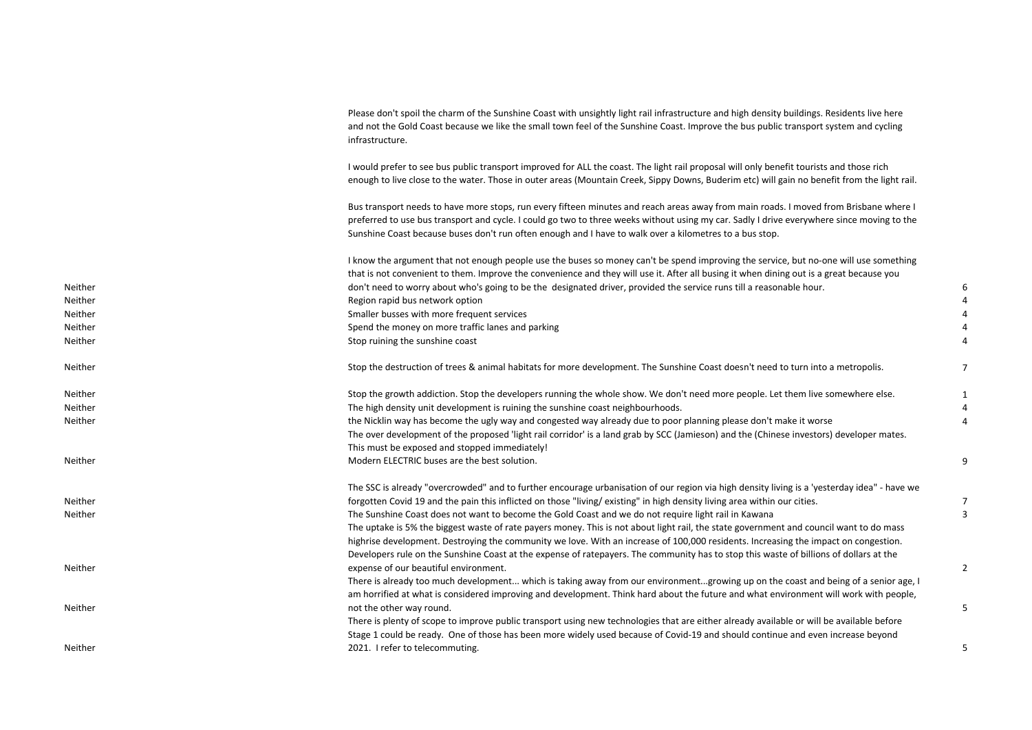| | | |
|---|---|---|
| Neither | Please don't spoil the charm of the Sunshine Coast with unsightly light rail infrastructure and high density buildings. Residents live here and not the Gold Coast because we like the small town feel of the Sunshine Coast. Improve the bus public transport system and cycling infrastructure.<br><br>I would prefer to see bus public transport improved for ALL the coast. The light rail proposal will only benefit tourists and those rich enough to live close to the water. Those in outer areas (Mountain Creek, Sippy Downs, Buderim etc) will gain no benefit from the light rail.<br><br>Bus transport needs to have more stops, run every fifteen minutes and reach areas away from main roads. I moved from Brisbane where I preferred to use bus transport and cycle. I could go two to three weeks without using my car. Sadly I drive everywhere since moving to the Sunshine Coast because buses don't run often enough and I have to walk over a kilometres to a bus stop.<br><br>I know the argument that not enough people use the buses so money can't be spend improving the service, but no-one will use something that is not convenient to them. Improve the convenience and they will use it. After all busing it when dining out is a great because you don't need to worry about who's going to be the designated driver, provided the service runs till a reasonable hour. | 6 |
| Neither | Region rapid bus network option | 4 |
| Neither | Smaller busses with more frequent services | 4 |
| Neither | Spend the money on more traffic lanes and parking | 4 |
| Neither | Stop ruining the sunshine coast | 4 |
| Neither | Stop the destruction of trees & animal habitats for more development. The Sunshine Coast doesn't need to turn into a metropolis. | 7 |
| Neither | Stop the growth addiction. Stop the developers running the whole show. We don't need more people. Let them live somewhere else. | 1 |
| Neither | The high density unit development is ruining the sunshine coast neighbourhoods. | 4 |
| Neither | the Nicklin way has become the ugly way and congested way already due to poor planning please don't make it worse | 4 |
| Neither | The over development of the proposed 'light rail corridor' is a land grab by SCC (Jamieson) and the (Chinese investors) developer mates. This must be exposed and stopped immediately!<br>Modern ELECTRIC buses are the best solution. | 9 |
| Neither | The SSC is already "overcrowded" and to further encourage urbanisation of our region via high density living is a 'yesterday idea" - have we forgotten Covid 19 and the pain this inflicted on those "living/ existing" in high density living area within our cities. | 7 |
| Neither | The Sunshine Coast does not want to become the Gold Coast and we do not require light rail in Kawana | 3 |
| Neither | The uptake is 5% the biggest waste of rate payers money. This is not about light rail, the state government and council want to do mass highrise development. Destroying the community we love. With an increase of 100,000 residents. Increasing the impact on congestion. Developers rule on the Sunshine Coast at the expense of ratepayers. The community has to stop this waste of billions of dollars at the expense of our beautiful environment. | 2 |
| Neither | There is already too much development... which is taking away from our environment...growing up on the coast and being of a senior age, I am horrified at what is considered improving and development. Think hard about the future and what environment will work with people, not the other way round. | 5 |
| Neither | There is plenty of scope to improve public transport using new technologies that are either already available or will be available before Stage 1 could be ready. One of those has been more widely used because of Covid-19 and should continue and even increase beyond 2021. I refer to telecommuting. | 5 |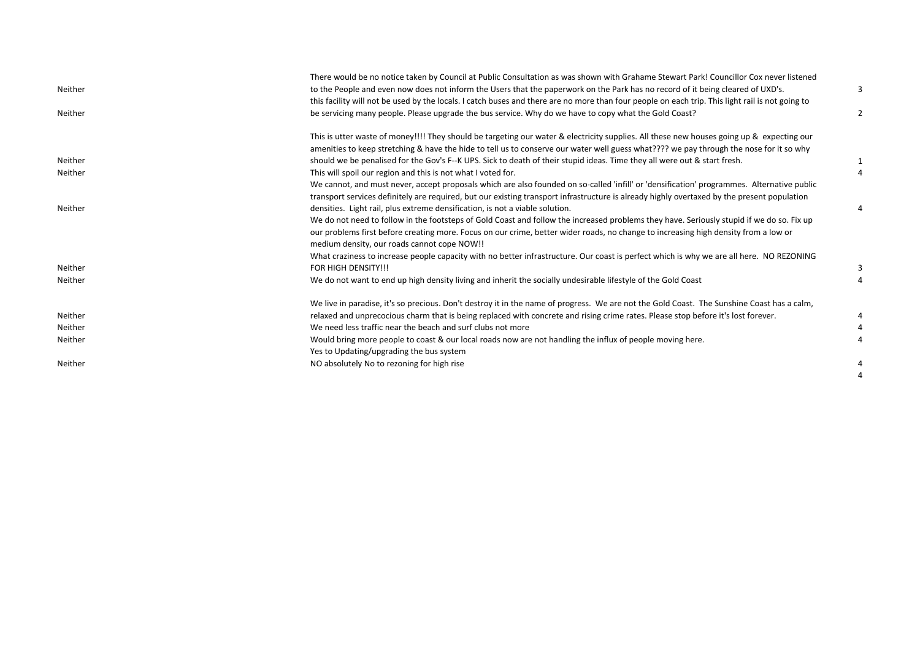| | | |
|---|---|---|
| Neither | There would be no notice taken by Council at Public Consultation as was shown with Grahame Stewart Park! Councillor Cox never listened to the People and even now does not inform the Users that the paperwork on the Park has no record of it being cleared of UXD's. | 3 |
| Neither | this facility will not be used by the locals. I catch buses and there are no more than four people on each trip. This light rail is not going to be servicing many people. Please upgrade the bus service. Why do we have to copy what the Gold Coast? | 2 |
| Neither | This is utter waste of money!!!! They should be targeting our water & electricity supplies. All these new houses going up & expecting our amenities to keep stretching & have the hide to tell us to conserve our water well guess what???? we pay through the nose for it so why should we be penalised for the Gov's F--K UPS. Sick to death of their stupid ideas. Time they all were out & start fresh. | 1 |
| Neither | This will spoil our region and this is not what I voted for. | 4 |
| Neither | We cannot, and must never, accept proposals which are also founded on so-called 'infill' or 'densification' programmes. Alternative public transport services definitely are required, but our existing transport infrastructure is already highly overtaxed by the present population densities. Light rail, plus extreme densification, is not a viable solution. | 4 |
| Neither | We do not need to follow in the footsteps of Gold Coast and follow the increased problems they have. Seriously stupid if we do so. Fix up our problems first before creating more. Focus on our crime, better wider roads, no change to increasing high density from a low or medium density, our roads cannot cope NOW!! What craziness to increase people capacity with no better infrastructure. Our coast is perfect which is why we are all here. NO REZONING FOR HIGH DENSITY!!! | 3 |
| Neither | We do not want to end up high density living and inherit the socially undesirable lifestyle of the Gold Coast | 4 |
| Neither | We live in paradise, it's so precious. Don't destroy it in the name of progress. We are not the Gold Coast. The Sunshine Coast has a calm, relaxed and unprecocious charm that is being replaced with concrete and rising crime rates. Please stop before it's lost forever. | 4 |
| Neither | We need less traffic near the beach and surf clubs not more | 4 |
| Neither | Would bring more people to coast & our local roads now are not handling the influx of people moving here. | 4 |
| Neither | Yes to Updating/upgrading the bus system NO absolutely No to rezoning for high rise | 4 |
| | | 4 |